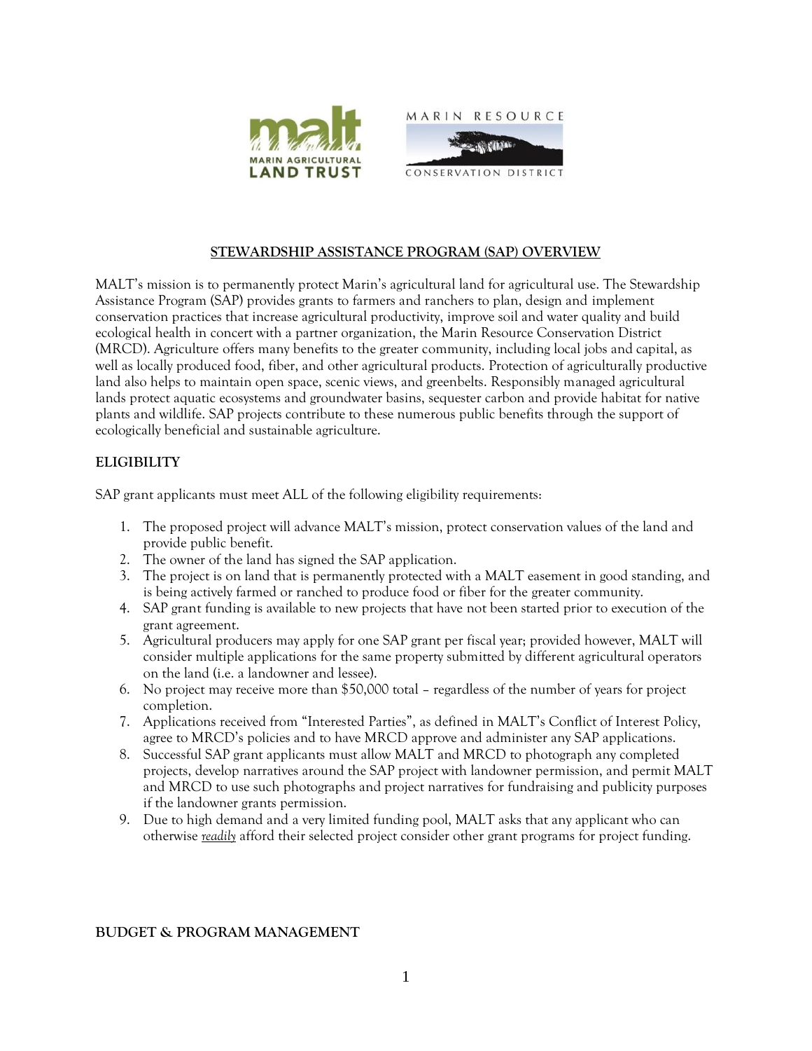## STEWARDSHIP ASSISTANCE PROGRAM (SAP) OVERVIEW

MALT's mission is to permanently protect Marin's agricultural land for agricultural use. The Stewardship Assistance Program (SAP) provides grants to farmers and ranchers to plan, design and implement conservation practices that increase agricultural productivity, improve soil and water quality and build ecological health in concert with a partner organization, the Marin Resource Conservation District (MRCD). Agriculture offers many benefits to the greater community, including local jobs and capital, as well as locally produced food, fiber, and other agricultural products. Protection of agriculturally productive land also helps to maintain open space, scenic views, and greenbelts. Responsibly managed agricultural lands protect aquatic ecosystems and groundwater basins, sequester carbon and provide habitat for native plants and wildlife. SAP projects contribute to these numerous public benefits through the support of ecologically beneficial and sustainable agriculture.

### ELIGIBILITY

SAP grant applicants must meet ALL of the following eligibility requirements:

1. The proposed project will advance MALT's mission, protect conservation values of the land and provide public benefit.
2. The owner of the land has signed the SAP application.
3. The project is on land that is permanently protected with a MALT easement in good standing, and is being actively farmed or ranched to produce food or fiber for the greater community.
4. SAP grant funding is available to new projects that have not been started prior to execution of the grant agreement.
5. Agricultural producers may apply for one SAP grant per fiscal year; provided however, MALT will consider multiple applications for the same property submitted by different agricultural operators on the land (i.e. a landowner and lessee).
6. No project may receive more than $50,000 total – regardless of the number of years for project completion.
7. Applications received from "Interested Parties", as defined in MALT's Conflict of Interest Policy, agree to MRCD's policies and to have MRCD approve and administer any SAP applications.
8. Successful SAP grant applicants must allow MALT and MRCD to photograph any completed projects, develop narratives around the SAP project with landowner permission, and permit MALT and MRCD to use such photographs and project narratives for fundraising and publicity purposes if the landowner grants permission.
9. Due to high demand and a very limited funding pool, MALT asks that any applicant who can otherwise *readily* afford their selected project consider other grant programs for project funding.

### BUDGET & PROGRAM MANAGEMENT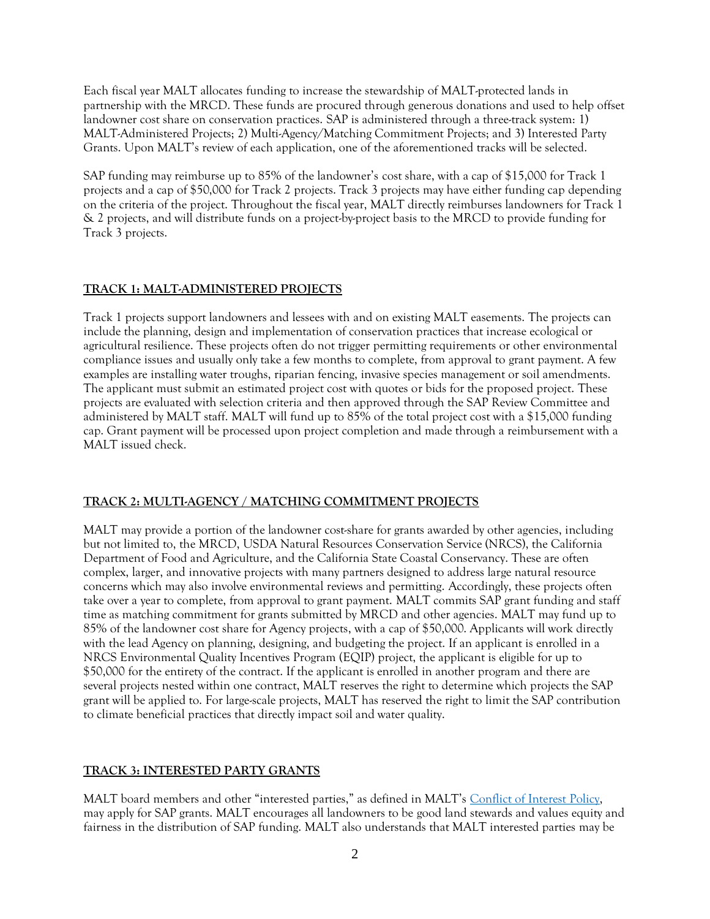Each fiscal year MALT allocates funding to increase the stewardship of MALT-protected lands in partnership with the MRCD. These funds are procured through generous donations and used to help offset landowner cost share on conservation practices. SAP is administered through a three-track system: 1) MALT-Administered Projects; 2) Multi-Agency/Matching Commitment Projects; and 3) Interested Party Grants. Upon MALT's review of each application, one of the aforementioned tracks will be selected.

SAP funding may reimburse up to 85% of the landowner's cost share, with a cap of $15,000 for Track 1 projects and a cap of $50,000 for Track 2 projects. Track 3 projects may have either funding cap depending on the criteria of the project. Throughout the fiscal year, MALT directly reimburses landowners for Track 1 & 2 projects, and will distribute funds on a project-by-project basis to the MRCD to provide funding for Track 3 projects.

## TRACK 1: MALT-ADMINISTERED PROJECTS

Track 1 projects support landowners and lessees with and on existing MALT easements. The projects can include the planning, design and implementation of conservation practices that increase ecological or agricultural resilience. These projects often do not trigger permitting requirements or other environmental compliance issues and usually only take a few months to complete, from approval to grant payment. A few examples are installing water troughs, riparian fencing, invasive species management or soil amendments. The applicant must submit an estimated project cost with quotes or bids for the proposed project. These projects are evaluated with selection criteria and then approved through the SAP Review Committee and administered by MALT staff. MALT will fund up to 85% of the total project cost with a $15,000 funding cap. Grant payment will be processed upon project completion and made through a reimbursement with a MALT issued check.

## TRACK 2: MULTI-AGENCY / MATCHING COMMITMENT PROJECTS

MALT may provide a portion of the landowner cost-share for grants awarded by other agencies, including but not limited to, the MRCD, USDA Natural Resources Conservation Service (NRCS), the California Department of Food and Agriculture, and the California State Coastal Conservancy. These are often complex, larger, and innovative projects with many partners designed to address large natural resource concerns which may also involve environmental reviews and permitting. Accordingly, these projects often take over a year to complete, from approval to grant payment. MALT commits SAP grant funding and staff time as matching commitment for grants submitted by MRCD and other agencies. MALT may fund up to 85% of the landowner cost share for Agency projects, with a cap of $50,000. Applicants will work directly with the lead Agency on planning, designing, and budgeting the project. If an applicant is enrolled in a NRCS Environmental Quality Incentives Program (EQIP) project, the applicant is eligible for up to $50,000 for the entirety of the contract. If the applicant is enrolled in another program and there are several projects nested within one contract, MALT reserves the right to determine which projects the SAP grant will be applied to. For large-scale projects, MALT has reserved the right to limit the SAP contribution to climate beneficial practices that directly impact soil and water quality.

## TRACK 3: INTERESTED PARTY GRANTS

MALT board members and other "interested parties," as defined in MALT's [Conflict of Interest Policy](), may apply for SAP grants. MALT encourages all landowners to be good land stewards and values equity and fairness in the distribution of SAP funding. MALT also understands that MALT interested parties may be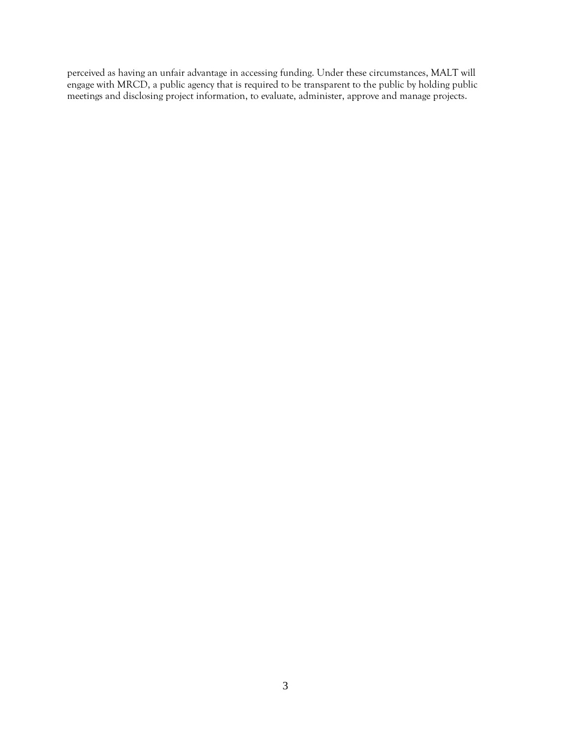perceived as having an unfair advantage in accessing funding. Under these circumstances, MALT will engage with MRCD, a public agency that is required to be transparent to the public by holding public meetings and disclosing project information, to evaluate, administer, approve and manage projects.